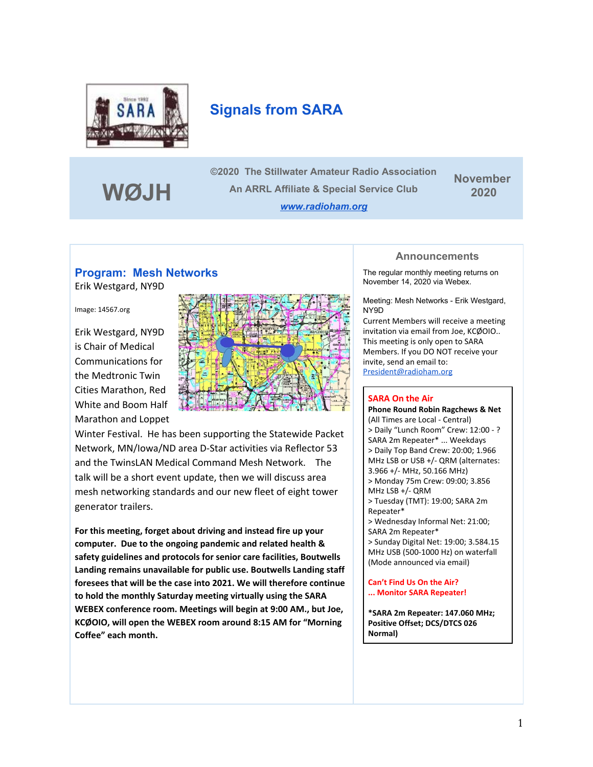# Signals from SARA

**WØJH**

**©2020 The Stillwater Amateur Radio Association**

**An ARRL Affiliate & Special Service Club**

**[www.radioham.org](http://www.radioham.org)**

**November 2020**

## Program: Mesh Networks

Erik Westgard, NY9D

Image: 14567.org

Erik Westgard, NY9D is Chair of Medical Communications for the Medtronic Twin Cities Marathon, Red White and Boom Half Marathon and Loppet Winter Festival. He has been supporting the Statewide Packet Network, MN/Iowa/ND area D-Star activities via Reflector 53 and the TwinsLAN Medical Command Mesh Network. The talk will be a short event update, then we will discuss area mesh networking standards and our new fleet of eight tower generator trailers.

**For this meeting, forget about driving and instead fire up your computer. Due to the ongoing pandemic and related health & safety guidelines and protocols for senior care facilities, Boutwells Landing remains unavailable for public use. Boutwells Landing staff foresees that will be the case into 2021. We will therefore continue to hold the monthly Saturday meeting virtually using the SARA WEBEX conference room. Meetings will begin at 9:00 AM., but Joe, KCØOIO, will open the WEBEX room around 8:15 AM for "Morning Coffee" each month.**

## Announcements

The regular monthly meeting returns on November 14, 2020 via Webex.

Meeting: Mesh Networks - Erik Westgard, NY9D
Current Members will receive a meeting invitation via email from Joe, KCØOIO.. This meeting is only open to SARA Members. If you DO NOT receive your invite, send an email to: President@radioham.org

### SARA On the Air

**Phone Round Robin Ragchews & Net**
(All Times are Local - Central)

> Daily "Lunch Room" Crew: 12:00 - ? SARA 2m Repeater* ... Weekdays
> Daily Top Band Crew: 20:00; 1.966 MHz LSB or USB +/- QRM (alternates: 3.966 +/- MHz, 50.166 MHz)
> Monday 75m Crew: 09:00; 3.856 MHz LSB +/- QRM
> Tuesday (TMT): 19:00; SARA 2m Repeater*
> Wednesday Informal Net: 21:00; SARA 2m Repeater*
> Sunday Digital Net: 19:00; 3.584.15 MHz USB (500-1000 Hz) on waterfall (Mode announced via email)

**Can't Find Us On the Air?**
**... Monitor SARA Repeater!**

***SARA 2m Repeater: 147.060 MHz; Positive Offset; DCS/DTCS 026 Normal)**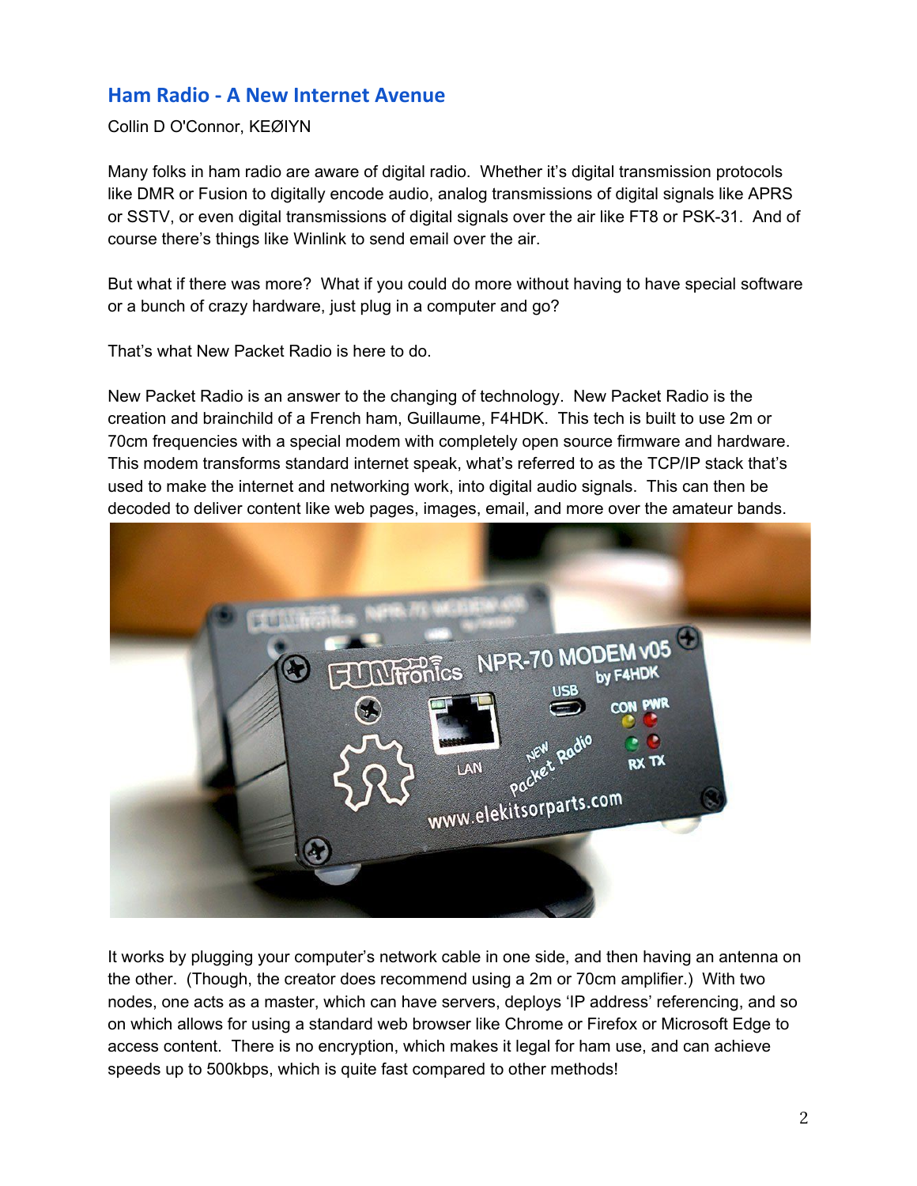## Ham Radio - A New Internet Avenue

Collin D O'Connor, KEØIYN

Many folks in ham radio are aware of digital radio. Whether it's digital transmission protocols like DMR or Fusion to digitally encode audio, analog transmissions of digital signals like APRS or SSTV, or even digital transmissions of digital signals over the air like FT8 or PSK-31. And of course there's things like Winlink to send email over the air.

But what if there was more? What if you could do more without having to have special software or a bunch of crazy hardware, just plug in a computer and go?

That's what New Packet Radio is here to do.

New Packet Radio is an answer to the changing of technology. New Packet Radio is the creation and brainchild of a French ham, Guillaume, F4HDK. This tech is built to use 2m or 70cm frequencies with a special modem with completely open source firmware and hardware. This modem transforms standard internet speak, what's referred to as the TCP/IP stack that's used to make the internet and networking work, into digital audio signals. This can then be decoded to deliver content like web pages, images, email, and more over the amateur bands.

It works by plugging your computer's network cable in one side, and then having an antenna on the other. (Though, the creator does recommend using a 2m or 70cm amplifier.) With two nodes, one acts as a master, which can have servers, deploys 'IP address' referencing, and so on which allows for using a standard web browser like Chrome or Firefox or Microsoft Edge to access content. There is no encryption, which makes it legal for ham use, and can achieve speeds up to 500kbps, which is quite fast compared to other methods!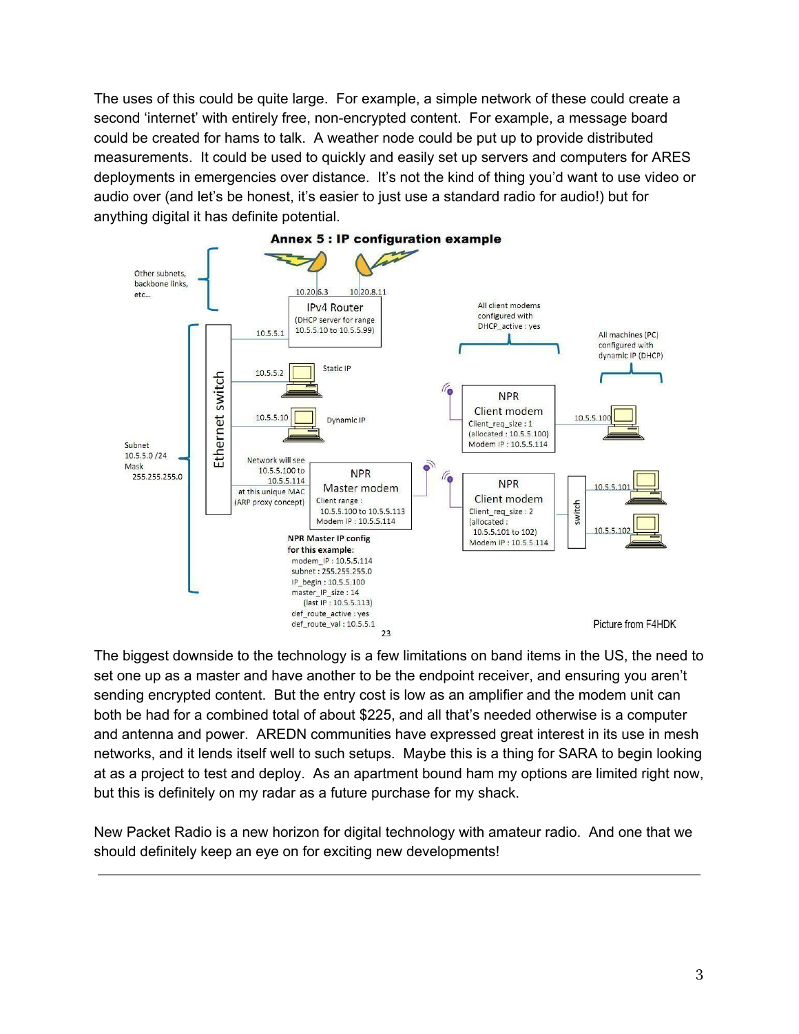The uses of this could be quite large. For example, a simple network of these could create a second 'internet' with entirely free, non-encrypted content. For example, a message board could be created for hams to talk. A weather node could be put up to provide distributed measurements. It could be used to quickly and easily set up servers and computers for ARES deployments in emergencies over distance. It's not the kind of thing you'd want to use video or audio over (and let's be honest, it's easier to just use a standard radio for audio!) but for anything digital it has definite potential.

**Annex 5 : IP configuration example**

Other subnets, backbone links, etc...

10.20.6.3 10.20.8.11

IPv4 Router (DHCP server for range 10.5.5.10 to 10.5.5.99)

10.5.5.1

All client modems configured with DHCP_active : yes

All machines (PC) configured with dynamic IP (DHCP)

10.5.5.2 Static IP

10.5.5.10 Dynamic IP

Ethernet switch

Subnet 10.5.5.0 /24 Mask 255.255.255.0

Network will see 10.5.5.100 to 10.5.5.114 at this unique MAC (ARP proxy concept)

NPR Master modem
Client range : 10.5.5.100 to 10.5.5.113
Modem IP : 10.5.5.114

NPR Client modem
Client_req_size : 1
(allocated : 10.5.5.100)
Modem IP : 10.5.5.114

10.5.5.100

NPR Client modem
Client_req_size : 2
(allocated : 10.5.5.101 to 102)
Modem IP : 10.5.5.114

switch

10.5.5.101

10.5.5.102

NPR Master IP config for this example:
modem_IP : 10.5.5.114
subnet : 255.255.255.0
IP_begin : 10.5.5.100
master_IP_size : 14
(last IP : 10.5.5.113)
def_route_active : yes
def_route_val : 10.5.5.1

23

Picture from F4HDK

The biggest downside to the technology is a few limitations on band items in the US, the need to set one up as a master and have another to be the endpoint receiver, and ensuring you aren't sending encrypted content. But the entry cost is low as an amplifier and the modem unit can both be had for a combined total of about $225, and all that's needed otherwise is a computer and antenna and power. AREDN communities have expressed great interest in its use in mesh networks, and it lends itself well to such setups. Maybe this is a thing for SARA to begin looking at as a project to test and deploy. As an apartment bound ham my options are limited right now, but this is definitely on my radar as a future purchase for my shack.

New Packet Radio is a new horizon for digital technology with amateur radio. And one that we should definitely keep an eye on for exciting new developments!

---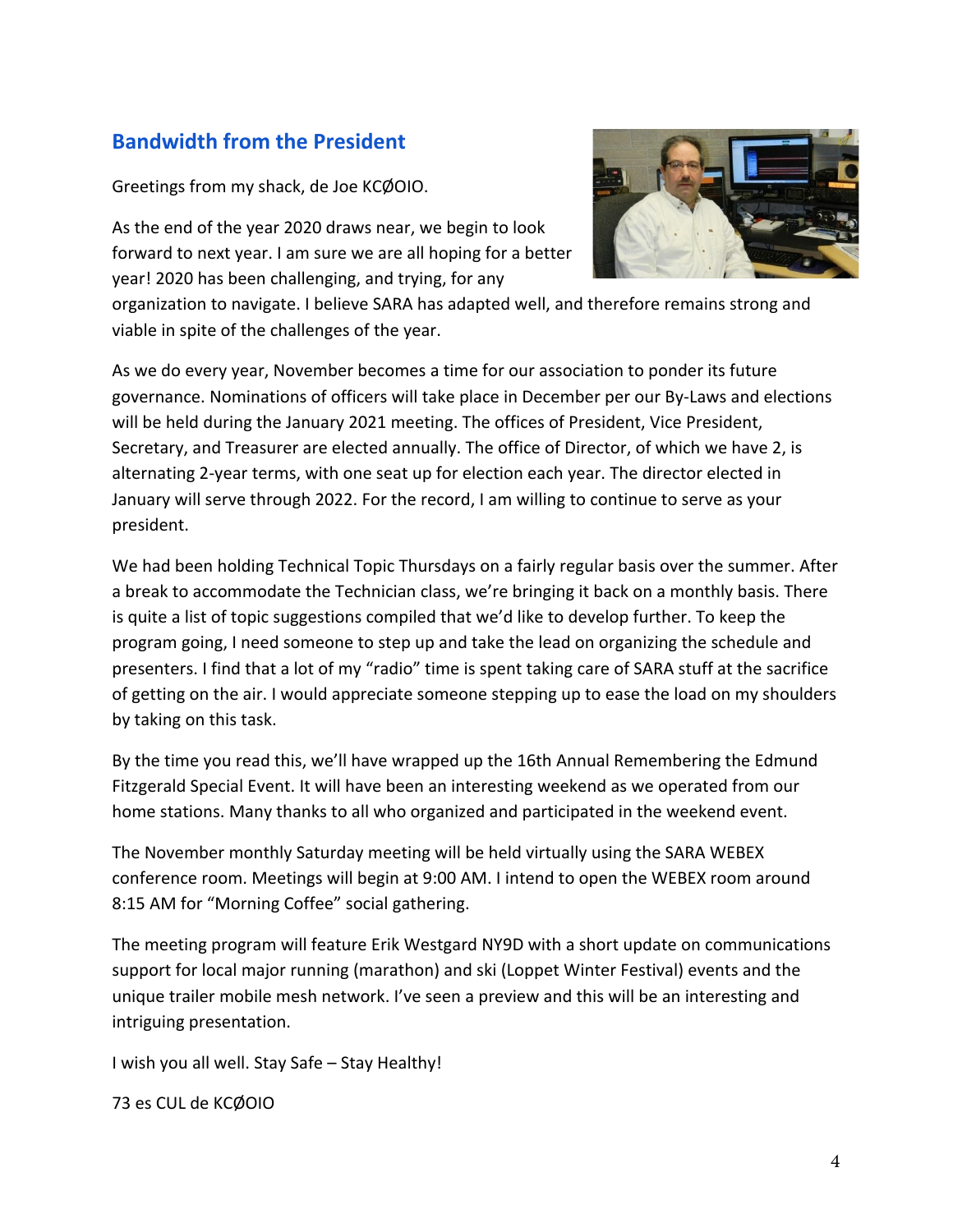## Bandwidth from the President

Greetings from my shack, de Joe KCØOIO.

As the end of the year 2020 draws near, we begin to look forward to next year. I am sure we are all hoping for a better year! 2020 has been challenging, and trying, for any organization to navigate. I believe SARA has adapted well, and therefore remains strong and viable in spite of the challenges of the year.

As we do every year, November becomes a time for our association to ponder its future governance. Nominations of officers will take place in December per our By-Laws and elections will be held during the January 2021 meeting. The offices of President, Vice President, Secretary, and Treasurer are elected annually. The office of Director, of which we have 2, is alternating 2-year terms, with one seat up for election each year. The director elected in January will serve through 2022. For the record, I am willing to continue to serve as your president.

We had been holding Technical Topic Thursdays on a fairly regular basis over the summer. After a break to accommodate the Technician class, we're bringing it back on a monthly basis. There is quite a list of topic suggestions compiled that we'd like to develop further. To keep the program going, I need someone to step up and take the lead on organizing the schedule and presenters. I find that a lot of my "radio" time is spent taking care of SARA stuff at the sacrifice of getting on the air. I would appreciate someone stepping up to ease the load on my shoulders by taking on this task.

By the time you read this, we'll have wrapped up the 16th Annual Remembering the Edmund Fitzgerald Special Event. It will have been an interesting weekend as we operated from our home stations. Many thanks to all who organized and participated in the weekend event.

The November monthly Saturday meeting will be held virtually using the SARA WEBEX conference room. Meetings will begin at 9:00 AM. I intend to open the WEBEX room around 8:15 AM for "Morning Coffee" social gathering.

The meeting program will feature Erik Westgard NY9D with a short update on communications support for local major running (marathon) and ski (Loppet Winter Festival) events and the unique trailer mobile mesh network. I've seen a preview and this will be an interesting and intriguing presentation.

I wish you all well. Stay Safe – Stay Healthy!

73 es CUL de KCØOIO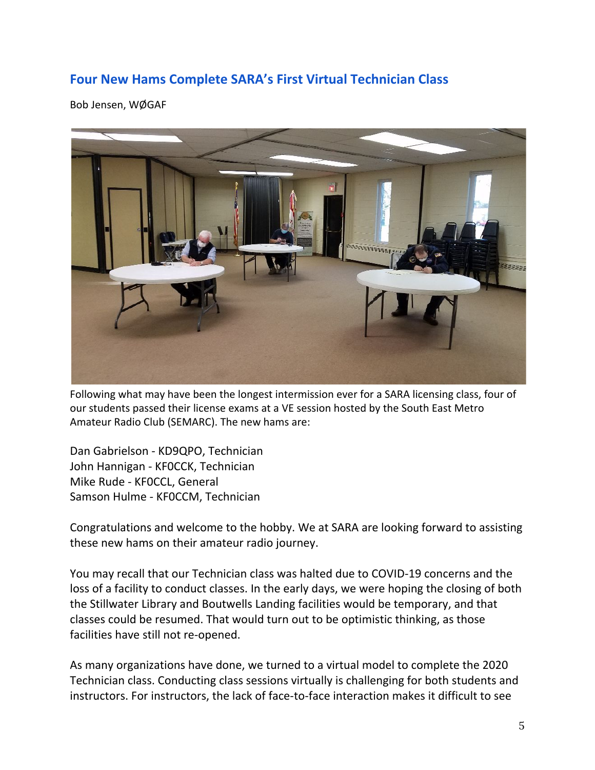## Four New Hams Complete SARA's First Virtual Technician Class

Bob Jensen, WØGAF

Following what may have been the longest intermission ever for a SARA licensing class, four of our students passed their license exams at a VE session hosted by the South East Metro Amateur Radio Club (SEMARC). The new hams are:

Dan Gabrielson - KD9QPO, Technician
John Hannigan - KF0CCK, Technician
Mike Rude - KF0CCL, General
Samson Hulme - KF0CCM, Technician

Congratulations and welcome to the hobby. We at SARA are looking forward to assisting these new hams on their amateur radio journey.

You may recall that our Technician class was halted due to COVID-19 concerns and the loss of a facility to conduct classes. In the early days, we were hoping the closing of both the Stillwater Library and Boutwells Landing facilities would be temporary, and that classes could be resumed. That would turn out to be optimistic thinking, as those facilities have still not re-opened.

As many organizations have done, we turned to a virtual model to complete the 2020 Technician class. Conducting class sessions virtually is challenging for both students and instructors. For instructors, the lack of face-to-face interaction makes it difficult to see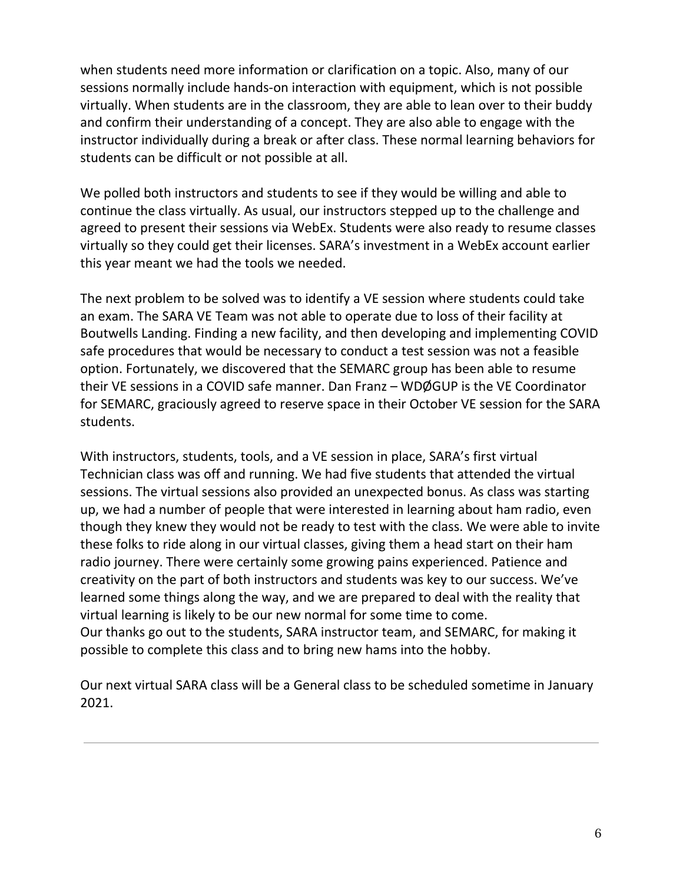when students need more information or clarification on a topic. Also, many of our sessions normally include hands-on interaction with equipment, which is not possible virtually. When students are in the classroom, they are able to lean over to their buddy and confirm their understanding of a concept. They are also able to engage with the instructor individually during a break or after class. These normal learning behaviors for students can be difficult or not possible at all.

We polled both instructors and students to see if they would be willing and able to continue the class virtually. As usual, our instructors stepped up to the challenge and agreed to present their sessions via WebEx. Students were also ready to resume classes virtually so they could get their licenses. SARA's investment in a WebEx account earlier this year meant we had the tools we needed.

The next problem to be solved was to identify a VE session where students could take an exam. The SARA VE Team was not able to operate due to loss of their facility at Boutwells Landing. Finding a new facility, and then developing and implementing COVID safe procedures that would be necessary to conduct a test session was not a feasible option. Fortunately, we discovered that the SEMARC group has been able to resume their VE sessions in a COVID safe manner. Dan Franz – WDØGUP is the VE Coordinator for SEMARC, graciously agreed to reserve space in their October VE session for the SARA students.

With instructors, students, tools, and a VE session in place, SARA's first virtual Technician class was off and running. We had five students that attended the virtual sessions. The virtual sessions also provided an unexpected bonus. As class was starting up, we had a number of people that were interested in learning about ham radio, even though they knew they would not be ready to test with the class. We were able to invite these folks to ride along in our virtual classes, giving them a head start on their ham radio journey. There were certainly some growing pains experienced. Patience and creativity on the part of both instructors and students was key to our success. We've learned some things along the way, and we are prepared to deal with the reality that virtual learning is likely to be our new normal for some time to come.
Our thanks go out to the students, SARA instructor team, and SEMARC, for making it possible to complete this class and to bring new hams into the hobby.

Our next virtual SARA class will be a General class to be scheduled sometime in January 2021.

---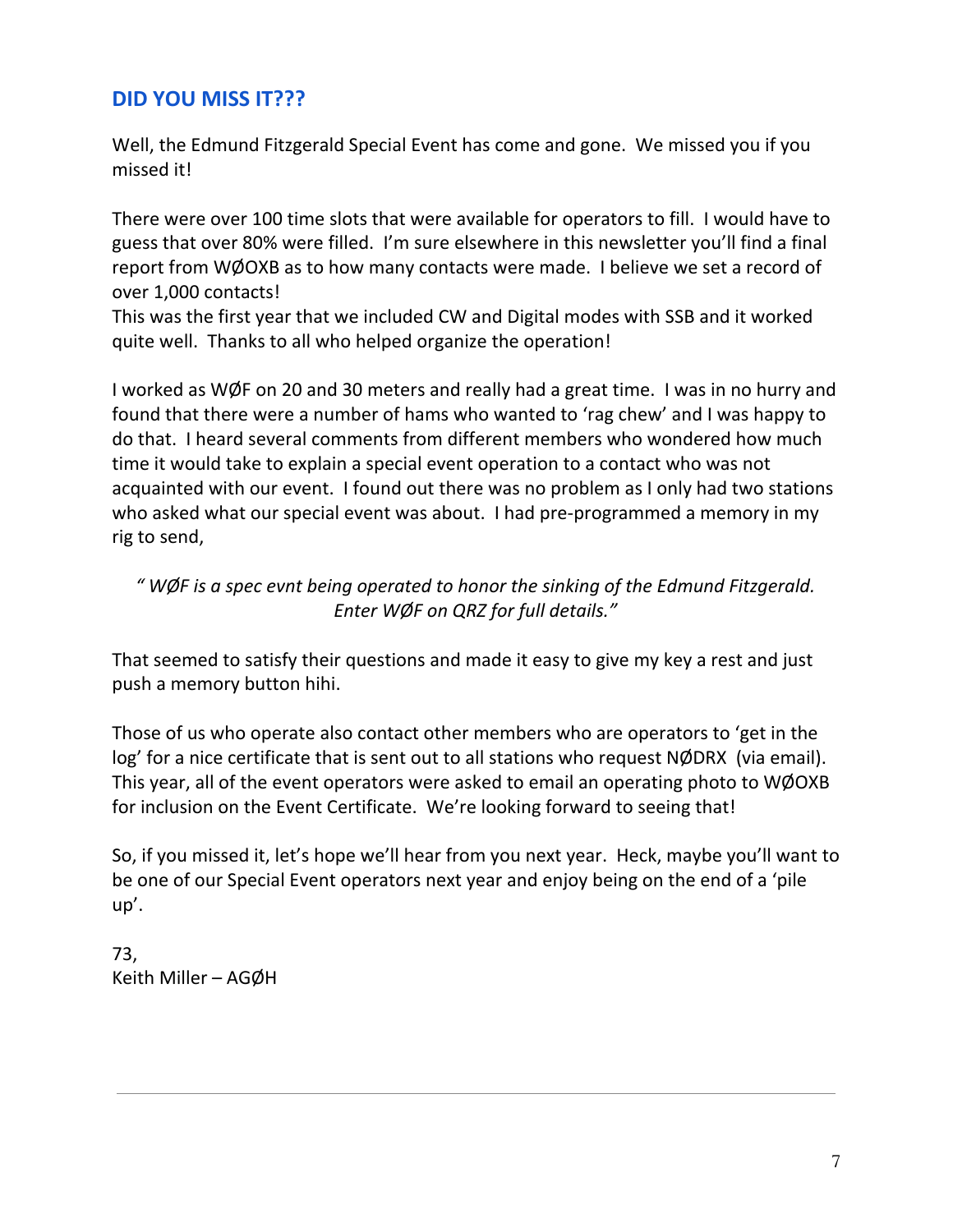## DID YOU MISS IT???

Well, the Edmund Fitzgerald Special Event has come and gone. We missed you if you missed it!

There were over 100 time slots that were available for operators to fill. I would have to guess that over 80% were filled. I'm sure elsewhere in this newsletter you'll find a final report from WØOXB as to how many contacts were made. I believe we set a record of over 1,000 contacts!
This was the first year that we included CW and Digital modes with SSB and it worked quite well. Thanks to all who helped organize the operation!

I worked as WØF on 20 and 30 meters and really had a great time. I was in no hurry and found that there were a number of hams who wanted to 'rag chew' and I was happy to do that. I heard several comments from different members who wondered how much time it would take to explain a special event operation to a contact who was not acquainted with our event. I found out there was no problem as I only had two stations who asked what our special event was about. I had pre-programmed a memory in my rig to send,

*" WØF is a spec evnt being operated to honor the sinking of the Edmund Fitzgerald. Enter WØF on QRZ for full details."*

That seemed to satisfy their questions and made it easy to give my key a rest and just push a memory button hihi.

Those of us who operate also contact other members who are operators to 'get in the log' for a nice certificate that is sent out to all stations who request NØDRX (via email). This year, all of the event operators were asked to email an operating photo to WØOXB for inclusion on the Event Certificate. We're looking forward to seeing that!

So, if you missed it, let's hope we'll hear from you next year. Heck, maybe you'll want to be one of our Special Event operators next year and enjoy being on the end of a 'pile up'.

73,
Keith Miller – AGØH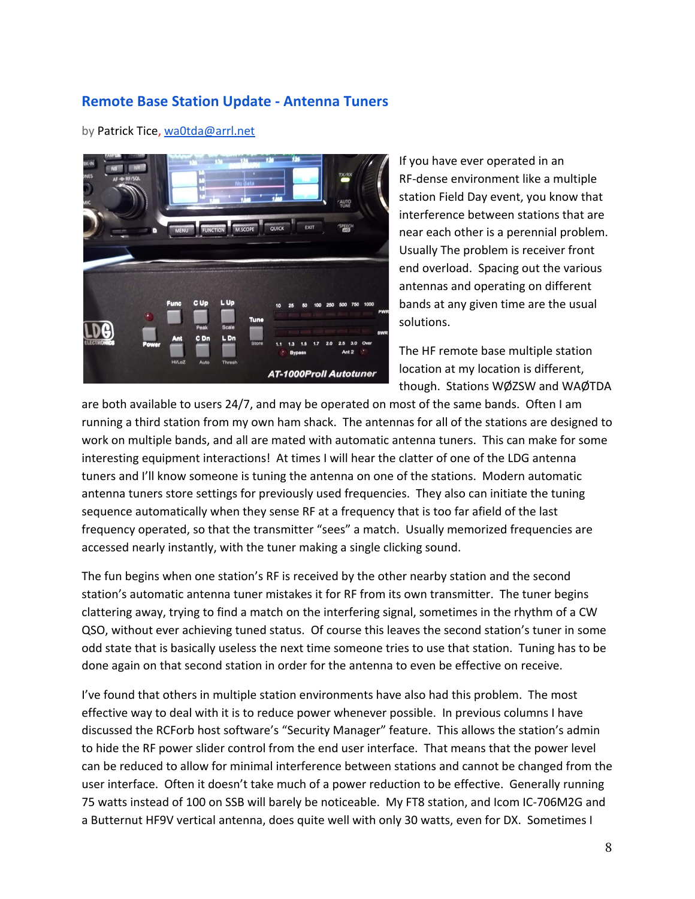## Remote Base Station Update - Antenna Tuners

by Patrick Tice, wa0tda@arrl.net

If you have ever operated in an RF-dense environment like a multiple station Field Day event, you know that interference between stations that are near each other is a perennial problem. Usually The problem is receiver front end overload. Spacing out the various antennas and operating on different bands at any given time are the usual solutions.

The HF remote base multiple station location at my location is different, though. Stations WØZSW and WAØTDA are both available to users 24/7, and may be operated on most of the same bands. Often I am running a third station from my own ham shack. The antennas for all of the stations are designed to work on multiple bands, and all are mated with automatic antenna tuners. This can make for some interesting equipment interactions! At times I will hear the clatter of one of the LDG antenna tuners and I'll know someone is tuning the antenna on one of the stations. Modern automatic antenna tuners store settings for previously used frequencies. They also can initiate the tuning sequence automatically when they sense RF at a frequency that is too far afield of the last frequency operated, so that the transmitter "sees" a match. Usually memorized frequencies are accessed nearly instantly, with the tuner making a single clicking sound.

The fun begins when one station's RF is received by the other nearby station and the second station's automatic antenna tuner mistakes it for RF from its own transmitter. The tuner begins clattering away, trying to find a match on the interfering signal, sometimes in the rhythm of a CW QSO, without ever achieving tuned status. Of course this leaves the second station's tuner in some odd state that is basically useless the next time someone tries to use that station. Tuning has to be done again on that second station in order for the antenna to even be effective on receive.

I've found that others in multiple station environments have also had this problem. The most effective way to deal with it is to reduce power whenever possible. In previous columns I have discussed the RCForb host software's "Security Manager" feature. This allows the station's admin to hide the RF power slider control from the end user interface. That means that the power level can be reduced to allow for minimal interference between stations and cannot be changed from the user interface. Often it doesn't take much of a power reduction to be effective. Generally running 75 watts instead of 100 on SSB will barely be noticeable. My FT8 station, and Icom IC-706M2G and a Butternut HF9V vertical antenna, does quite well with only 30 watts, even for DX. Sometimes I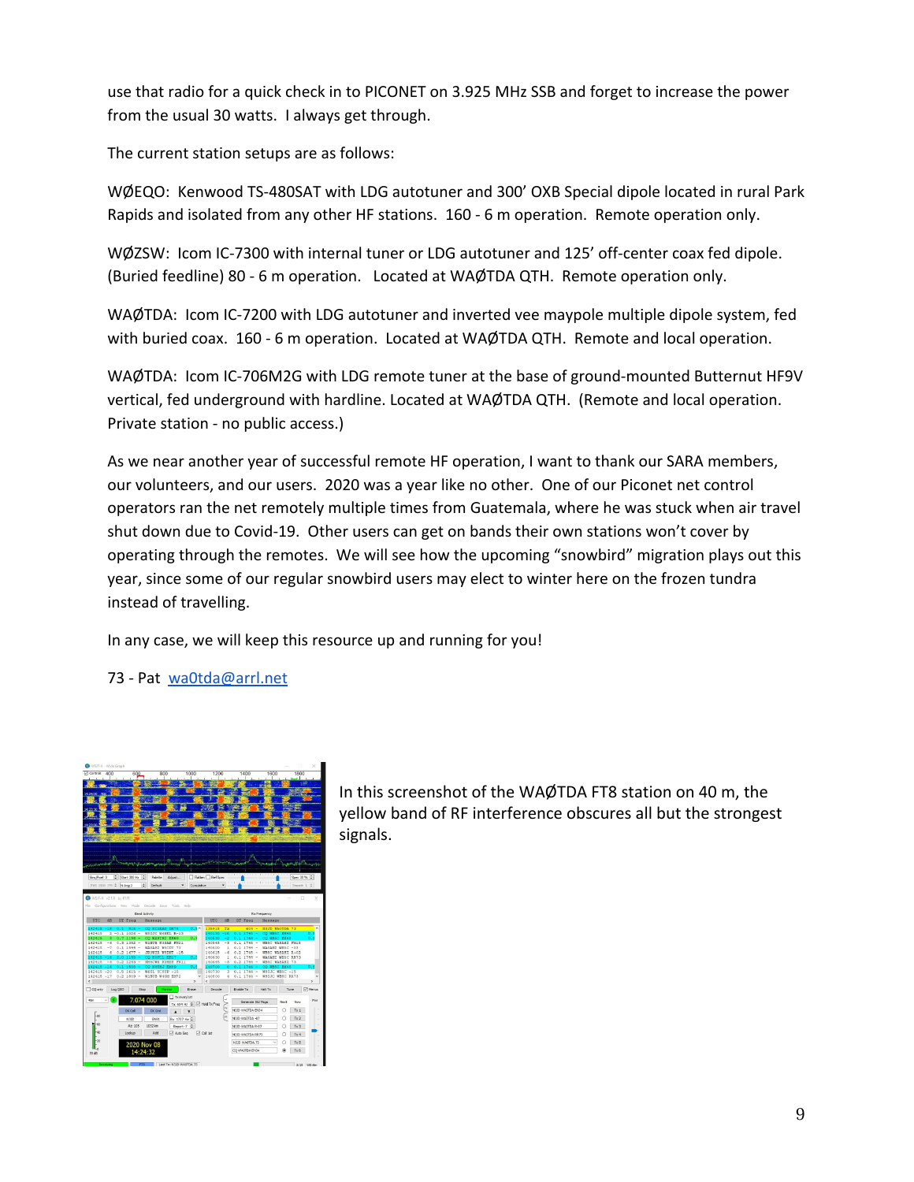use that radio for a quick check in to PICONET on 3.925 MHz SSB and forget to increase the power from the usual 30 watts. I always get through.

The current station setups are as follows:

WØEQO: Kenwood TS-480SAT with LDG autotuner and 300' OXB Special dipole located in rural Park Rapids and isolated from any other HF stations. 160 - 6 m operation. Remote operation only.

WØZSW: Icom IC-7300 with internal tuner or LDG autotuner and 125' off-center coax fed dipole. (Buried feedline) 80 - 6 m operation. Located at WAØTDA QTH. Remote operation only.

WAØTDA: Icom IC-7200 with LDG autotuner and inverted vee maypole multiple dipole system, fed with buried coax. 160 - 6 m operation. Located at WAØTDA QTH. Remote and local operation.

WAØTDA: Icom IC-706M2G with LDG remote tuner at the base of ground-mounted Butternut HF9V vertical, fed underground with hardline. Located at WAØTDA QTH. (Remote and local operation. Private station - no public access.)

As we near another year of successful remote HF operation, I want to thank our SARA members, our volunteers, and our users. 2020 was a year like no other. One of our Piconet net control operators ran the net remotely multiple times from Guatemala, where he was stuck when air travel shut down due to Covid-19. Other users can get on bands their own stations won't cover by operating through the remotes. We will see how the upcoming "snowbird" migration plays out this year, since some of our regular snowbird users may elect to winter here on the frozen tundra instead of travelling.

In any case, we will keep this resource up and running for you!

73 - Pat wa0tda@arrl.net

In this screenshot of the WAØTDA FT8 station on 40 m, the yellow band of RF interference obscures all but the strongest signals.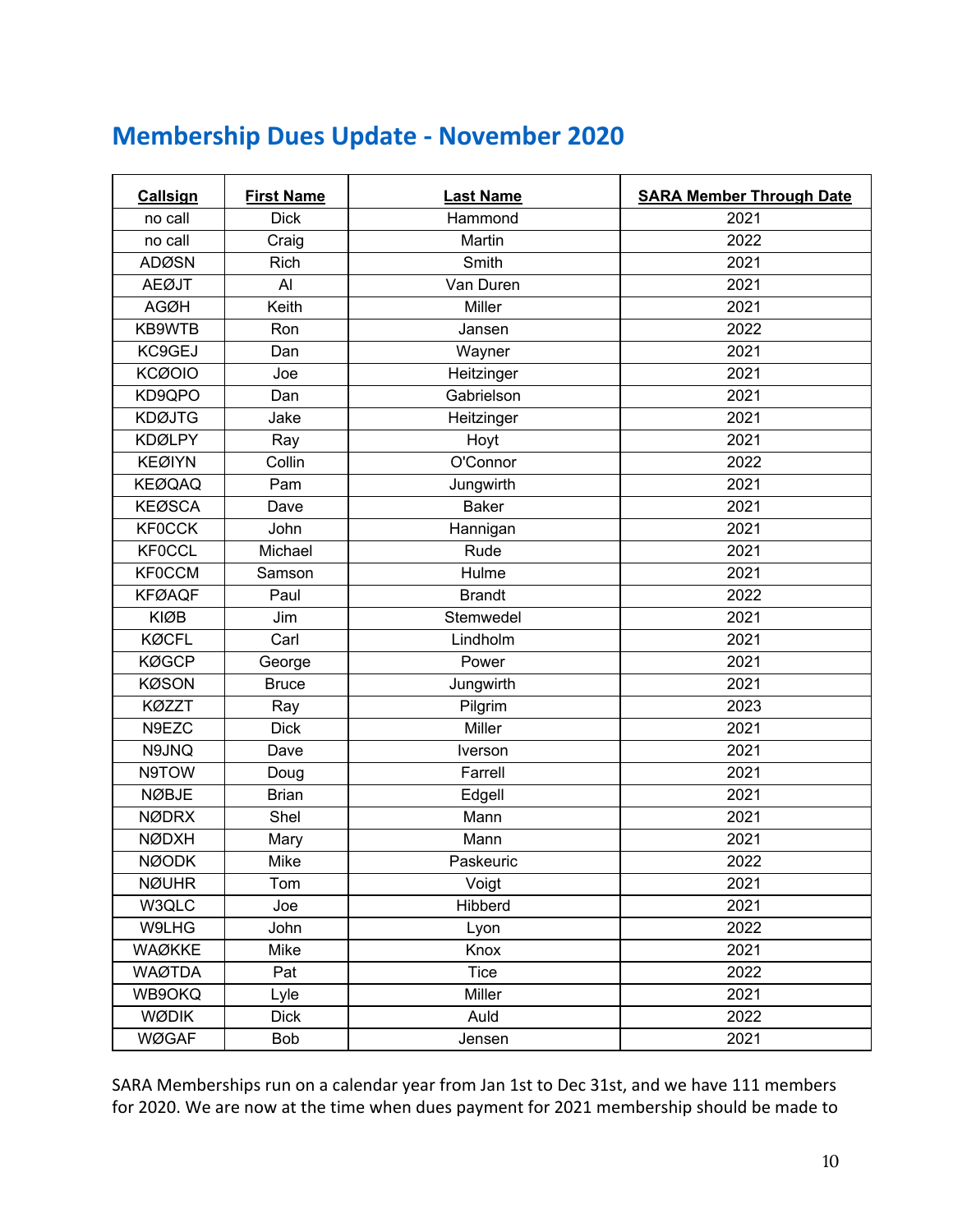## Membership Dues Update - November 2020

| Callsign | First Name | Last Name | SARA Member Through Date |
|---|---|---|---|
| no call | Dick | Hammond | 2021 |
| no call | Craig | Martin | 2022 |
| ADØSN | Rich | Smith | 2021 |
| AEØJT | Al | Van Duren | 2021 |
| AGØH | Keith | Miller | 2021 |
| KB9WTB | Ron | Jansen | 2022 |
| KC9GEJ | Dan | Wayner | 2021 |
| KCØOIO | Joe | Heitzinger | 2021 |
| KD9QPO | Dan | Gabrielson | 2021 |
| KDØJTG | Jake | Heitzinger | 2021 |
| KDØLPY | Ray | Hoyt | 2021 |
| KEØIYN | Collin | O'Connor | 2022 |
| KEØQAQ | Pam | Jungwirth | 2021 |
| KEØSCA | Dave | Baker | 2021 |
| KF0CCK | John | Hannigan | 2021 |
| KF0CCL | Michael | Rude | 2021 |
| KF0CCM | Samson | Hulme | 2021 |
| KFØAQF | Paul | Brandt | 2022 |
| KIØB | Jim | Stemwedel | 2021 |
| KØCFL | Carl | Lindholm | 2021 |
| KØGCP | George | Power | 2021 |
| KØSON | Bruce | Jungwirth | 2021 |
| KØZZT | Ray | Pilgrim | 2023 |
| N9EZC | Dick | Miller | 2021 |
| N9JNQ | Dave | Iverson | 2021 |
| N9TOW | Doug | Farrell | 2021 |
| NØBJE | Brian | Edgell | 2021 |
| NØDRX | Shel | Mann | 2021 |
| NØDXH | Mary | Mann | 2021 |
| NØODK | Mike | Paskeuric | 2022 |
| NØUHR | Tom | Voigt | 2021 |
| W3QLC | Joe | Hibberd | 2021 |
| W9LHG | John | Lyon | 2022 |
| WAØKKE | Mike | Knox | 2021 |
| WAØTDA | Pat | Tice | 2022 |
| WB9OKQ | Lyle | Miller | 2021 |
| WØDIK | Dick | Auld | 2022 |
| WØGAF | Bob | Jensen | 2021 |

SARA Memberships run on a calendar year from Jan 1st to Dec 31st, and we have 111 members for 2020. We are now at the time when dues payment for 2021 membership should be made to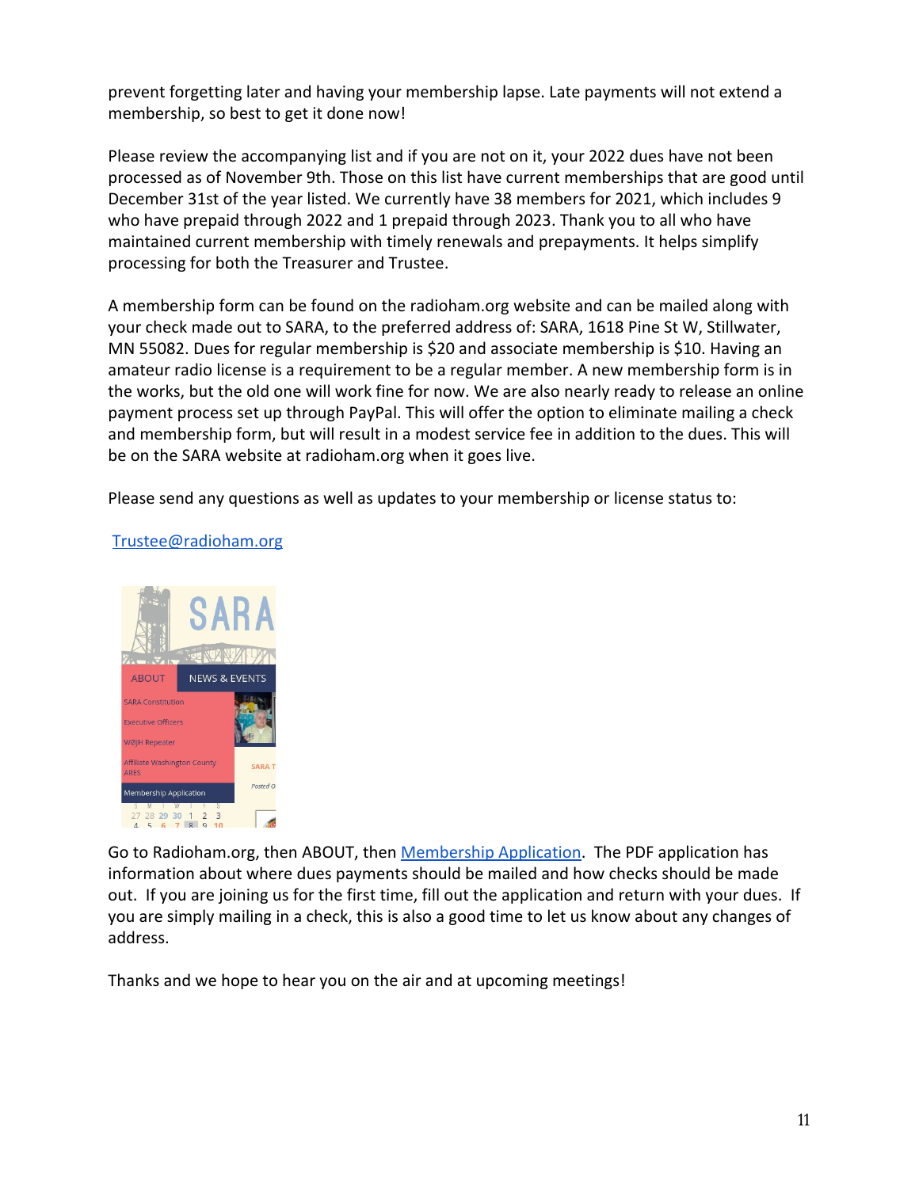prevent forgetting later and having your membership lapse. Late payments will not extend a membership, so best to get it done now!

Please review the accompanying list and if you are not on it, your 2022 dues have not been processed as of November 9th. Those on this list have current memberships that are good until December 31st of the year listed. We currently have 38 members for 2021, which includes 9 who have prepaid through 2022 and 1 prepaid through 2023. Thank you to all who have maintained current membership with timely renewals and prepayments. It helps simplify processing for both the Treasurer and Trustee.

A membership form can be found on the radioham.org website and can be mailed along with your check made out to SARA, to the preferred address of: SARA, 1618 Pine St W, Stillwater, MN 55082. Dues for regular membership is $20 and associate membership is $10. Having an amateur radio license is a requirement to be a regular member. A new membership form is in the works, but the old one will work fine for now. We are also nearly ready to release an online payment process set up through PayPal. This will offer the option to eliminate mailing a check and membership form, but will result in a modest service fee in addition to the dues. This will be on the SARA website at radioham.org when it goes live.

Please send any questions as well as updates to your membership or license status to:

[Trustee@radioham.org](mailto:Trustee@radioham.org)

Go to Radioham.org, then ABOUT, then [Membership Application](). The PDF application has information about where dues payments should be mailed and how checks should be made out. If you are joining us for the first time, fill out the application and return with your dues. If you are simply mailing in a check, this is also a good time to let us know about any changes of address.

Thanks and we hope to hear you on the air and at upcoming meetings!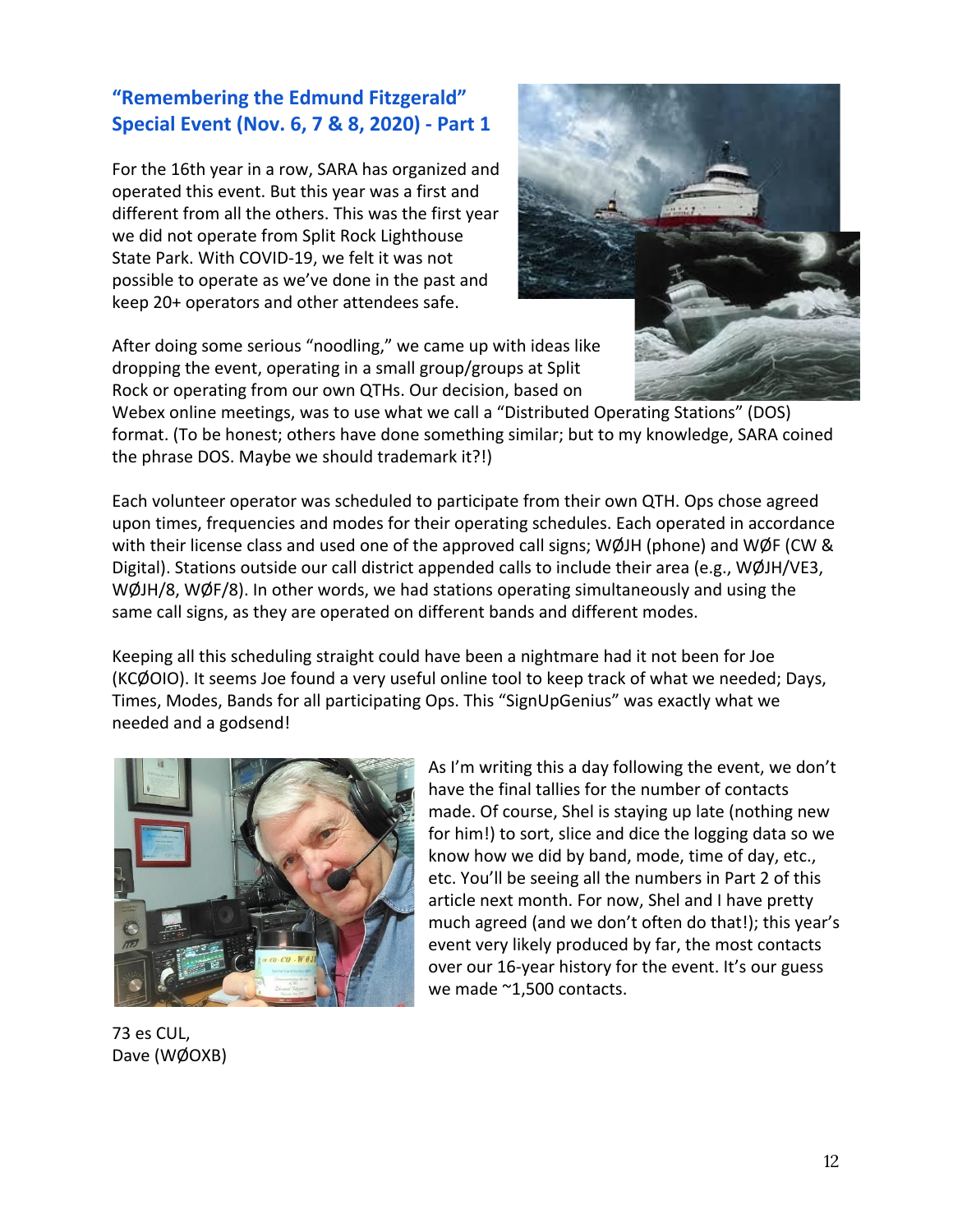## "Remembering the Edmund Fitzgerald" Special Event (Nov. 6, 7 & 8, 2020) - Part 1

For the 16th year in a row, SARA has organized and operated this event. But this year was a first and different from all the others. This was the first year we did not operate from Split Rock Lighthouse State Park. With COVID-19, we felt it was not possible to operate as we've done in the past and keep 20+ operators and other attendees safe.

After doing some serious "noodling," we came up with ideas like dropping the event, operating in a small group/groups at Split Rock or operating from our own QTHs. Our decision, based on Webex online meetings, was to use what we call a "Distributed Operating Stations" (DOS) format. (To be honest; others have done something similar; but to my knowledge, SARA coined the phrase DOS. Maybe we should trademark it?!)

Each volunteer operator was scheduled to participate from their own QTH. Ops chose agreed upon times, frequencies and modes for their operating schedules. Each operated in accordance with their license class and used one of the approved call signs; WØJH (phone) and WØF (CW & Digital). Stations outside our call district appended calls to include their area (e.g., WØJH/VE3, WØJH/8, WØF/8). In other words, we had stations operating simultaneously and using the same call signs, as they are operated on different bands and different modes.

Keeping all this scheduling straight could have been a nightmare had it not been for Joe (KCØOIO). It seems Joe found a very useful online tool to keep track of what we needed; Days, Times, Modes, Bands for all participating Ops. This "SignUpGenius" was exactly what we needed and a godsend!

As I'm writing this a day following the event, we don't have the final tallies for the number of contacts made. Of course, Shel is staying up late (nothing new for him!) to sort, slice and dice the logging data so we know how we did by band, mode, time of day, etc., etc. You'll be seeing all the numbers in Part 2 of this article next month. For now, Shel and I have pretty much agreed (and we don't often do that!); this year's event very likely produced by far, the most contacts over our 16-year history for the event. It's our guess we made ~1,500 contacts.

73 es CUL,
Dave (WØOXB)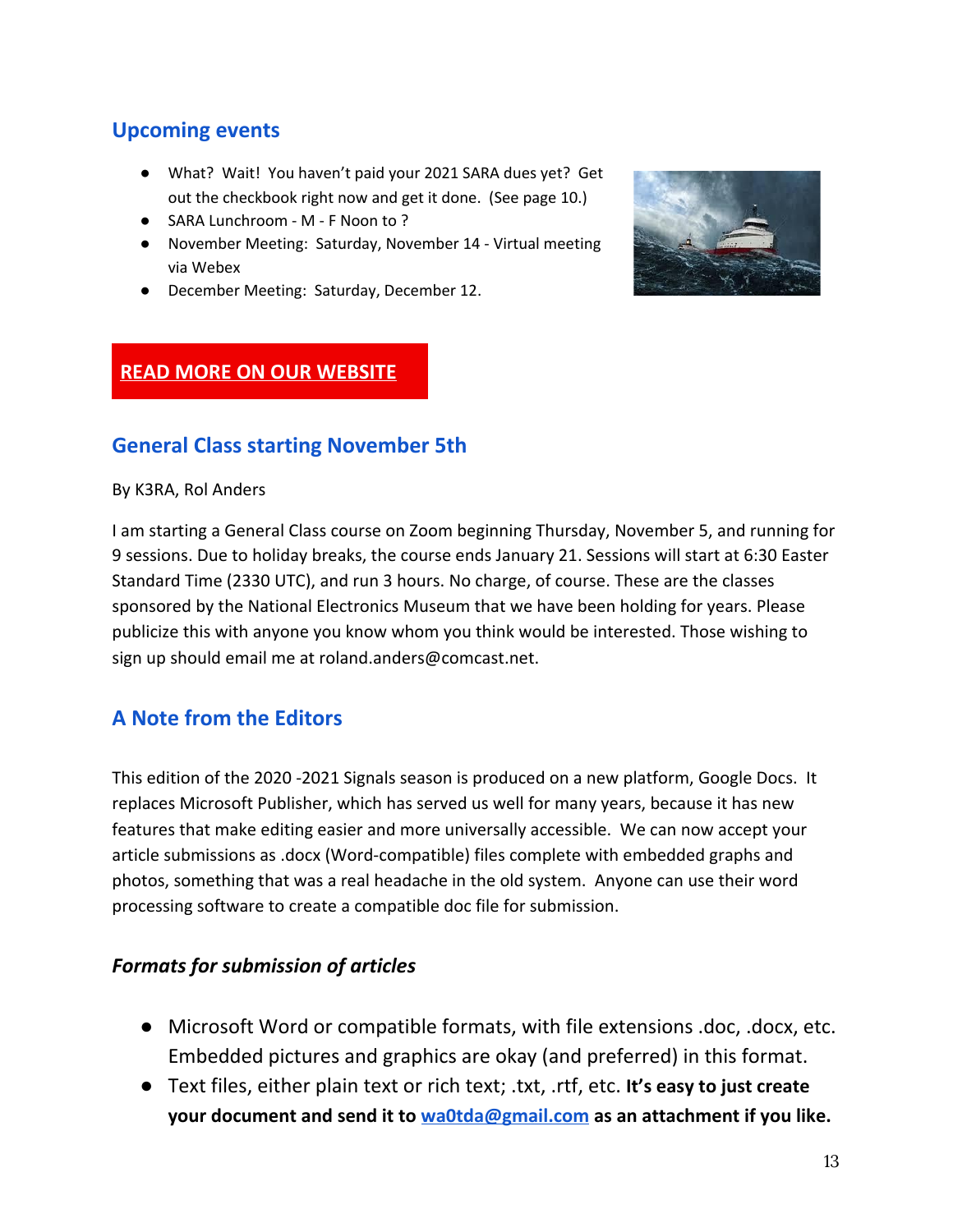## Upcoming events

- What? Wait! You haven't paid your 2021 SARA dues yet? Get out the checkbook right now and get it done. (See page 10.)
- SARA Lunchroom - M - F Noon to ?
- November Meeting: Saturday, November 14 - Virtual meeting via Webex
- December Meeting: Saturday, December 12.

**READ MORE ON OUR WEBSITE**

## General Class starting November 5th

By K3RA, Rol Anders

I am starting a General Class course on Zoom beginning Thursday, November 5, and running for 9 sessions. Due to holiday breaks, the course ends January 21. Sessions will start at 6:30 Easter Standard Time (2330 UTC), and run 3 hours. No charge, of course. These are the classes sponsored by the National Electronics Museum that we have been holding for years. Please publicize this with anyone you know whom you think would be interested. Those wishing to sign up should email me at roland.anders@comcast.net.

## A Note from the Editors

This edition of the 2020 -2021 Signals season is produced on a new platform, Google Docs. It replaces Microsoft Publisher, which has served us well for many years, because it has new features that make editing easier and more universally accessible. We can now accept your article submissions as .docx (Word-compatible) files complete with embedded graphs and photos, something that was a real headache in the old system. Anyone can use their word processing software to create a compatible doc file for submission.

### *Formats for submission of articles*

- Microsoft Word or compatible formats, with file extensions .doc, .docx, etc. Embedded pictures and graphics are okay (and preferred) in this format.
- Text files, either plain text or rich text; .txt, .rtf, etc. **It's easy to just create your document and send it to wa0tda@gmail.com as an attachment if you like.**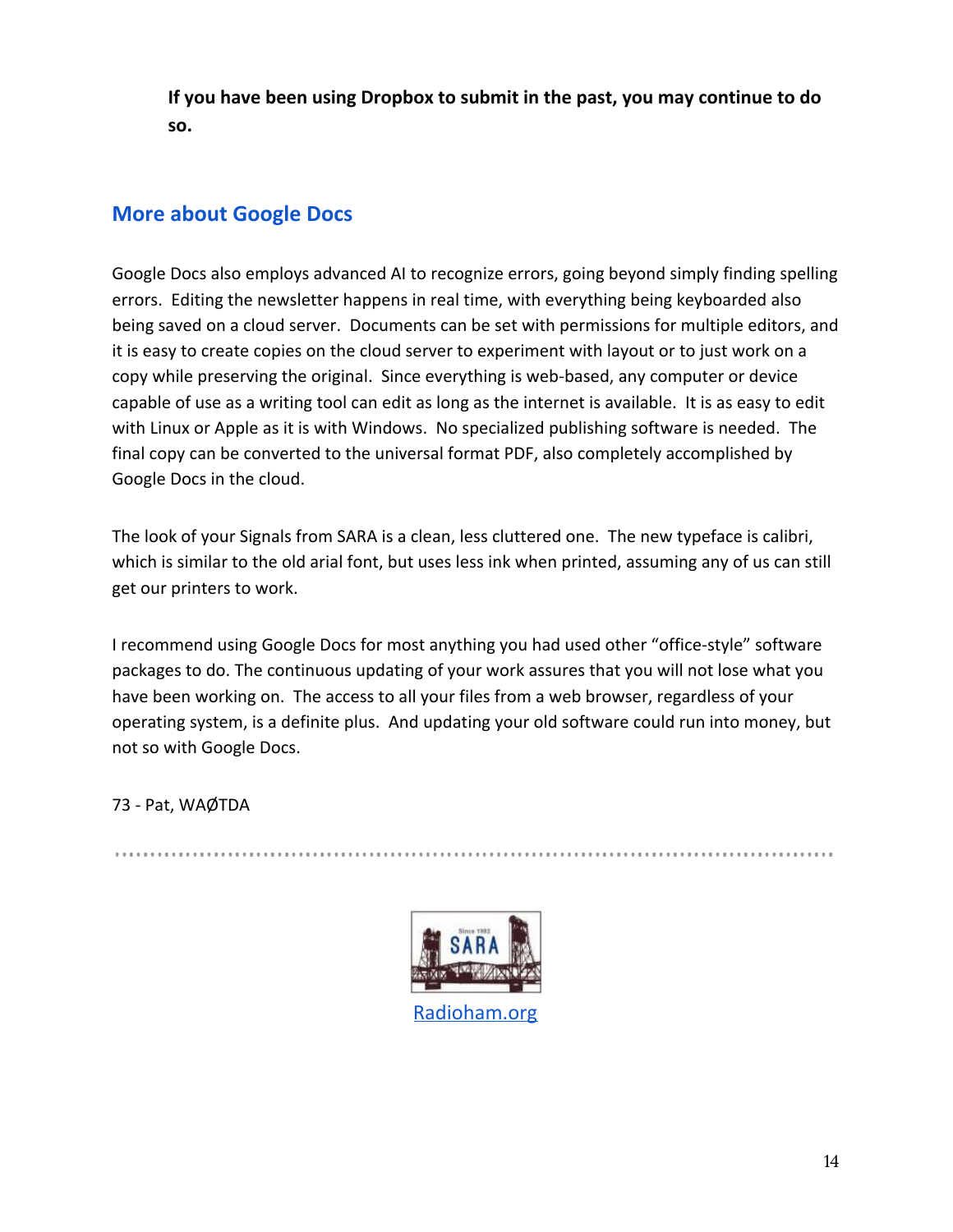**If you have been using Dropbox to submit in the past, you may continue to do so.**

## More about Google Docs

Google Docs also employs advanced AI to recognize errors, going beyond simply finding spelling errors. Editing the newsletter happens in real time, with everything being keyboarded also being saved on a cloud server. Documents can be set with permissions for multiple editors, and it is easy to create copies on the cloud server to experiment with layout or to just work on a copy while preserving the original. Since everything is web-based, any computer or device capable of use as a writing tool can edit as long as the internet is available. It is as easy to edit with Linux or Apple as it is with Windows. No specialized publishing software is needed. The final copy can be converted to the universal format PDF, also completely accomplished by Google Docs in the cloud.

The look of your Signals from SARA is a clean, less cluttered one. The new typeface is calibri, which is similar to the old arial font, but uses less ink when printed, assuming any of us can still get our printers to work.

I recommend using Google Docs for most anything you had used other "office-style" software packages to do. The continuous updating of your work assures that you will not lose what you have been working on. The access to all your files from a web browser, regardless of your operating system, is a definite plus. And updating your old software could run into money, but not so with Google Docs.

73 - Pat, WAØTDA

---

Radioham.org